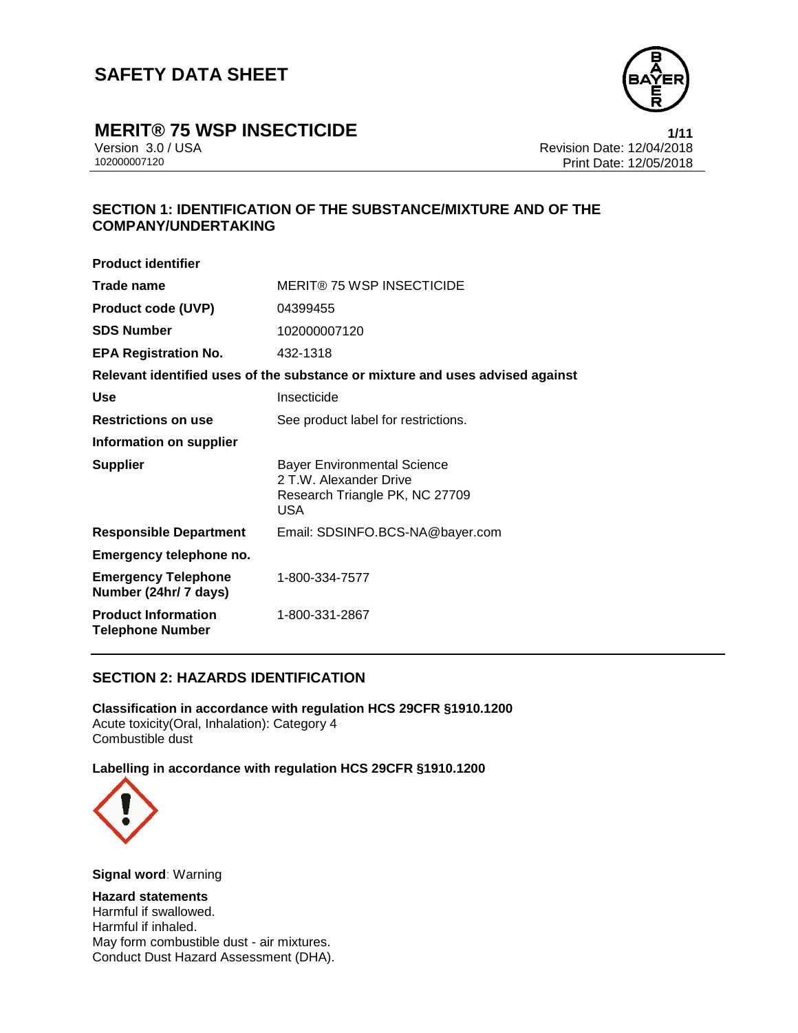# SAFETY DATA SHEET

## MERIT® 75 WSP INSECTICIDE

Version 3.0 / USA
102000007120

Revision Date: 12/04/2018
Print Date: 12/05/2018

## SECTION 1: IDENTIFICATION OF THE SUBSTANCE/MIXTURE AND OF THE COMPANY/UNDERTAKING

**Product identifier**

| | |
|---|---|
| **Trade name** | MERIT® 75 WSP INSECTICIDE |
| **Product code (UVP)** | 04399455 |
| **SDS Number** | 102000007120 |
| **EPA Registration No.** | 432-1318 |

**Relevant identified uses of the substance or mixture and uses advised against**

| | |
|---|---|
| **Use** | Insecticide |
| **Restrictions on use** | See product label for restrictions. |

**Information on supplier**

| | |
|---|---|
| **Supplier** | Bayer Environmental Science<br>2 T.W. Alexander Drive<br>Research Triangle PK, NC 27709<br>USA |
| **Responsible Department** | Email: SDSINFO.BCS-NA@bayer.com |

**Emergency telephone no.**

| | |
|---|---|
| **Emergency Telephone Number (24hr/ 7 days)** | 1-800-334-7577 |
| **Product Information Telephone Number** | 1-800-331-2867 |

## SECTION 2: HAZARDS IDENTIFICATION

**Classification in accordance with regulation HCS 29CFR §1910.1200**
Acute toxicity(Oral, Inhalation): Category 4
Combustible dust

**Labelling in accordance with regulation HCS 29CFR §1910.1200**

**Signal word**: Warning

**Hazard statements**
Harmful if swallowed.
Harmful if inhaled.
May form combustible dust - air mixtures.
Conduct Dust Hazard Assessment (DHA).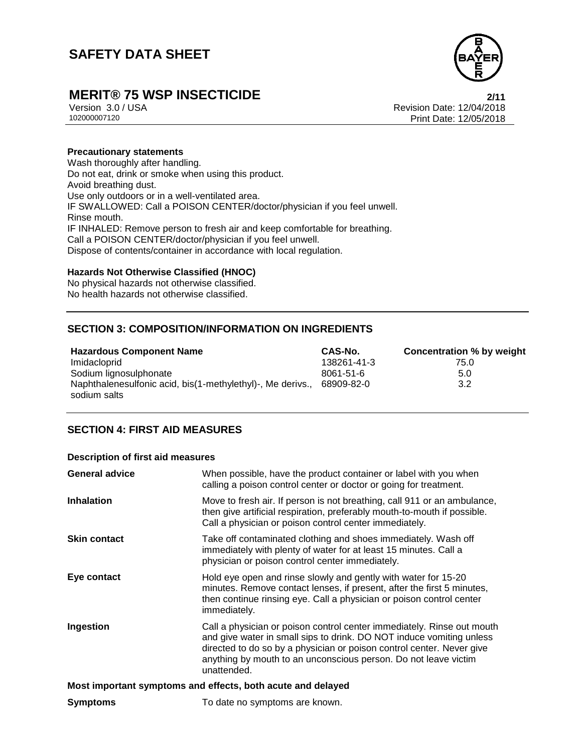**Precautionary statements**

Wash thoroughly after handling.
Do not eat, drink or smoke when using this product.
Avoid breathing dust.
Use only outdoors or in a well-ventilated area.
IF SWALLOWED: Call a POISON CENTER/doctor/physician if you feel unwell.
Rinse mouth.
IF INHALED: Remove person to fresh air and keep comfortable for breathing.
Call a POISON CENTER/doctor/physician if you feel unwell.
Dispose of contents/container in accordance with local regulation.

**Hazards Not Otherwise Classified (HNOC)**

No physical hazards not otherwise classified.
No health hazards not otherwise classified.

## SECTION 3: COMPOSITION/INFORMATION ON INGREDIENTS

| Hazardous Component Name | CAS-No. | Concentration % by weight |
|---|---|---|
| Imidacloprid | 138261-41-3 | 75.0 |
| Sodium lignosulphonate | 8061-51-6 | 5.0 |
| Naphthalenesulfonic acid, bis(1-methylethyl)-, Me derivs., sodium salts | 68909-82-0 | 3.2 |

## SECTION 4: FIRST AID MEASURES

**Description of first aid measures**

**General advice** When possible, have the product container or label with you when calling a poison control center or doctor or going for treatment.

**Inhalation** Move to fresh air. If person is not breathing, call 911 or an ambulance, then give artificial respiration, preferably mouth-to-mouth if possible. Call a physician or poison control center immediately.

**Skin contact** Take off contaminated clothing and shoes immediately. Wash off immediately with plenty of water for at least 15 minutes. Call a physician or poison control center immediately.

**Eye contact** Hold eye open and rinse slowly and gently with water for 15-20 minutes. Remove contact lenses, if present, after the first 5 minutes, then continue rinsing eye. Call a physician or poison control center immediately.

**Ingestion** Call a physician or poison control center immediately. Rinse out mouth and give water in small sips to drink. DO NOT induce vomiting unless directed to do so by a physician or poison control center. Never give anything by mouth to an unconscious person. Do not leave victim unattended.

**Most important symptoms and effects, both acute and delayed**

**Symptoms** To date no symptoms are known.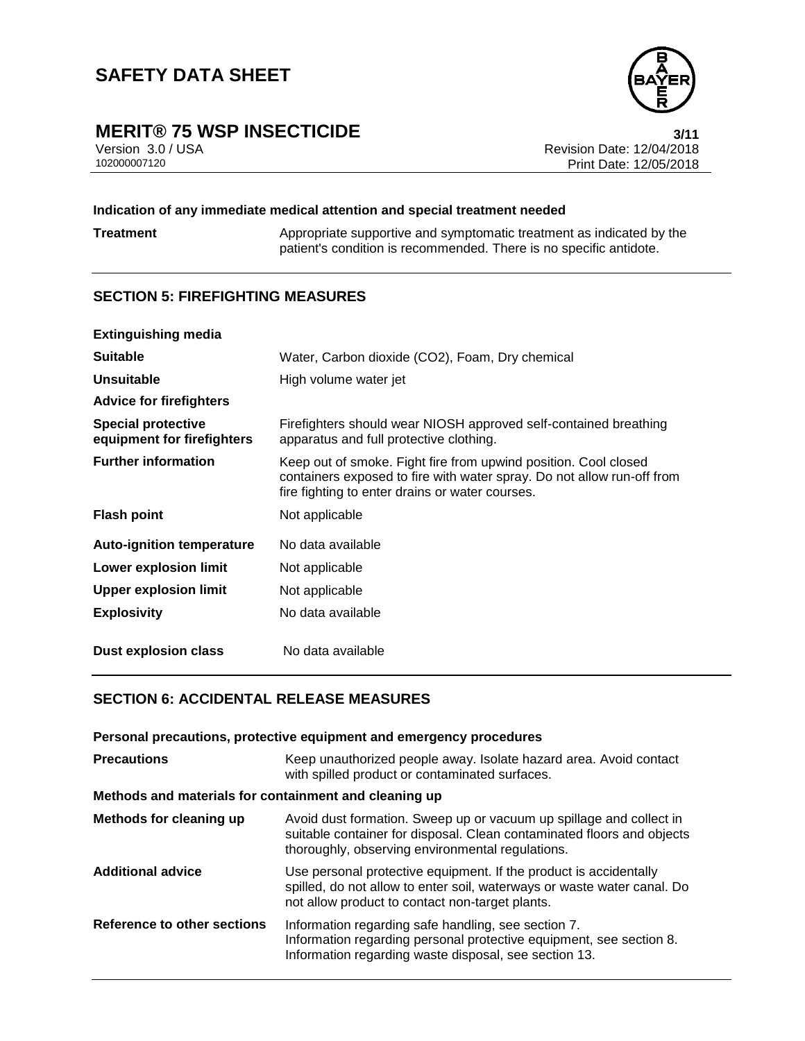**Indication of any immediate medical attention and special treatment needed**

| | |
|---|---|
| **Treatment** | Appropriate supportive and symptomatic treatment as indicated by the patient's condition is recommended. There is no specific antidote. |

## SECTION 5: FIREFIGHTING MEASURES

| | |
|---|---|
| **Extinguishing media** | |
| **Suitable** | Water, Carbon dioxide ($CO_2$), Foam, Dry chemical |
| **Unsuitable** | High volume water jet |
| **Advice for firefighters** | |
| **Special protective equipment for firefighters** | Firefighters should wear NIOSH approved self-contained breathing apparatus and full protective clothing. |
| **Further information** | Keep out of smoke. Fight fire from upwind position. Cool closed containers exposed to fire with water spray. Do not allow run-off from fire fighting to enter drains or water courses. |
| **Flash point** | Not applicable |
| **Auto-ignition temperature** | No data available |
| **Lower explosion limit** | Not applicable |
| **Upper explosion limit** | Not applicable |
| **Explosivity** | No data available |
| **Dust explosion class** | No data available |

## SECTION 6: ACCIDENTAL RELEASE MEASURES

**Personal precautions, protective equipment and emergency procedures**

| | |
|---|---|
| **Precautions** | Keep unauthorized people away. Isolate hazard area. Avoid contact with spilled product or contaminated surfaces. |

**Methods and materials for containment and cleaning up**

| | |
|---|---|
| **Methods for cleaning up** | Avoid dust formation. Sweep up or vacuum up spillage and collect in suitable container for disposal. Clean contaminated floors and objects thoroughly, observing environmental regulations. |
| **Additional advice** | Use personal protective equipment. If the product is accidentally spilled, do not allow to enter soil, waterways or waste water canal. Do not allow product to contact non-target plants. |
| **Reference to other sections** | Information regarding safe handling, see section 7.<br>Information regarding personal protective equipment, see section 8.<br>Information regarding waste disposal, see section 13. |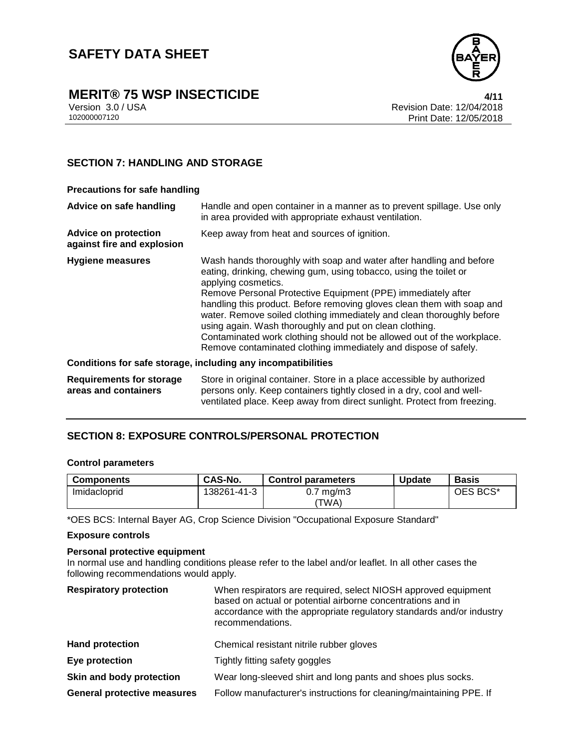## SECTION 7: HANDLING AND STORAGE

**Precautions for safe handling**

**Advice on safe handling** — Handle and open container in a manner as to prevent spillage. Use only in area provided with appropriate exhaust ventilation.

**Advice on protection against fire and explosion** — Keep away from heat and sources of ignition.

**Hygiene measures** — Wash hands thoroughly with soap and water after handling and before eating, drinking, chewing gum, using tobacco, using the toilet or applying cosmetics.
Remove Personal Protective Equipment (PPE) immediately after handling this product. Before removing gloves clean them with soap and water. Remove soiled clothing immediately and clean thoroughly before using again. Wash thoroughly and put on clean clothing.
Contaminated work clothing should not be allowed out of the workplace.
Remove contaminated clothing immediately and dispose of safely.

**Conditions for safe storage, including any incompatibilities**

**Requirements for storage areas and containers** — Store in original container. Store in a place accessible by authorized persons only. Keep containers tightly closed in a dry, cool and well-ventilated place. Keep away from direct sunlight. Protect from freezing.

## SECTION 8: EXPOSURE CONTROLS/PERSONAL PROTECTION

**Control parameters**

| Components | CAS-No. | Control parameters | Update | Basis |
|---|---|---|---|---|
| Imidacloprid | 138261-41-3 | 0.7 mg/m3 (TWA) | | OES BCS* |

*OES BCS: Internal Bayer AG, Crop Science Division "Occupational Exposure Standard"

**Exposure controls**

**Personal protective equipment**

In normal use and handling conditions please refer to the label and/or leaflet. In all other cases the following recommendations would apply.

**Respiratory protection** — When respirators are required, select NIOSH approved equipment based on actual or potential airborne concentrations and in accordance with the appropriate regulatory standards and/or industry recommendations.

**Hand protection** — Chemical resistant nitrile rubber gloves

**Eye protection** — Tightly fitting safety goggles

**Skin and body protection** — Wear long-sleeved shirt and long pants and shoes plus socks.

**General protective measures** — Follow manufacturer's instructions for cleaning/maintaining PPE. If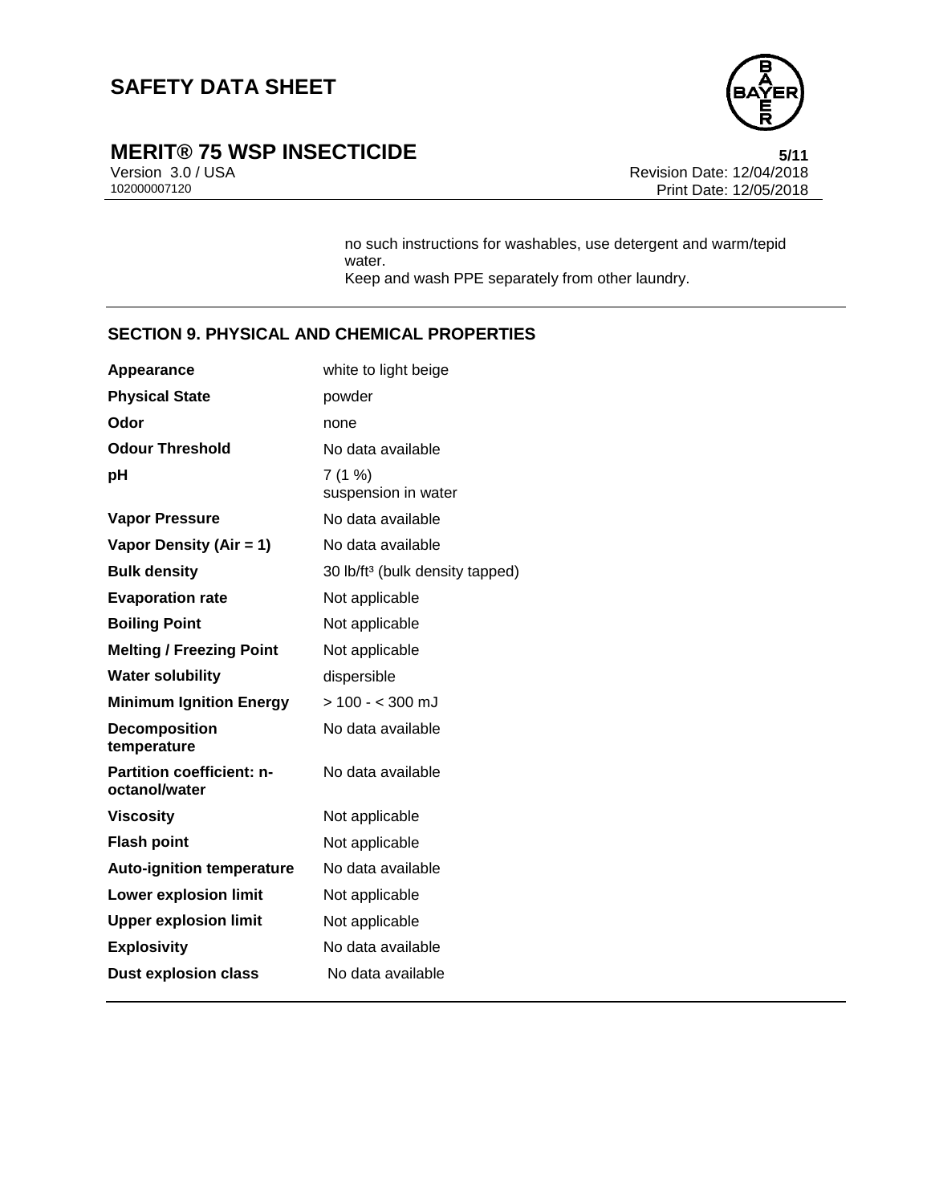no such instructions for washables, use detergent and warm/tepid water.
Keep and wash PPE separately from other laundry.

## SECTION 9. PHYSICAL AND CHEMICAL PROPERTIES

| | |
|---|---|
| **Appearance** | white to light beige |
| **Physical State** | powder |
| **Odor** | none |
| **Odour Threshold** | No data available |
| **pH** | 7 (1 %) suspension in water |
| **Vapor Pressure** | No data available |
| **Vapor Density (Air = 1)** | No data available |
| **Bulk density** | 30 $lb/ft^3$ (bulk density tapped) |
| **Evaporation rate** | Not applicable |
| **Boiling Point** | Not applicable |
| **Melting / Freezing Point** | Not applicable |
| **Water solubility** | dispersible |
| **Minimum Ignition Energy** | > 100 - < 300 mJ |
| **Decomposition temperature** | No data available |
| **Partition coefficient: n-octanol/water** | No data available |
| **Viscosity** | Not applicable |
| **Flash point** | Not applicable |
| **Auto-ignition temperature** | No data available |
| **Lower explosion limit** | Not applicable |
| **Upper explosion limit** | Not applicable |
| **Explosivity** | No data available |
| **Dust explosion class** | No data available |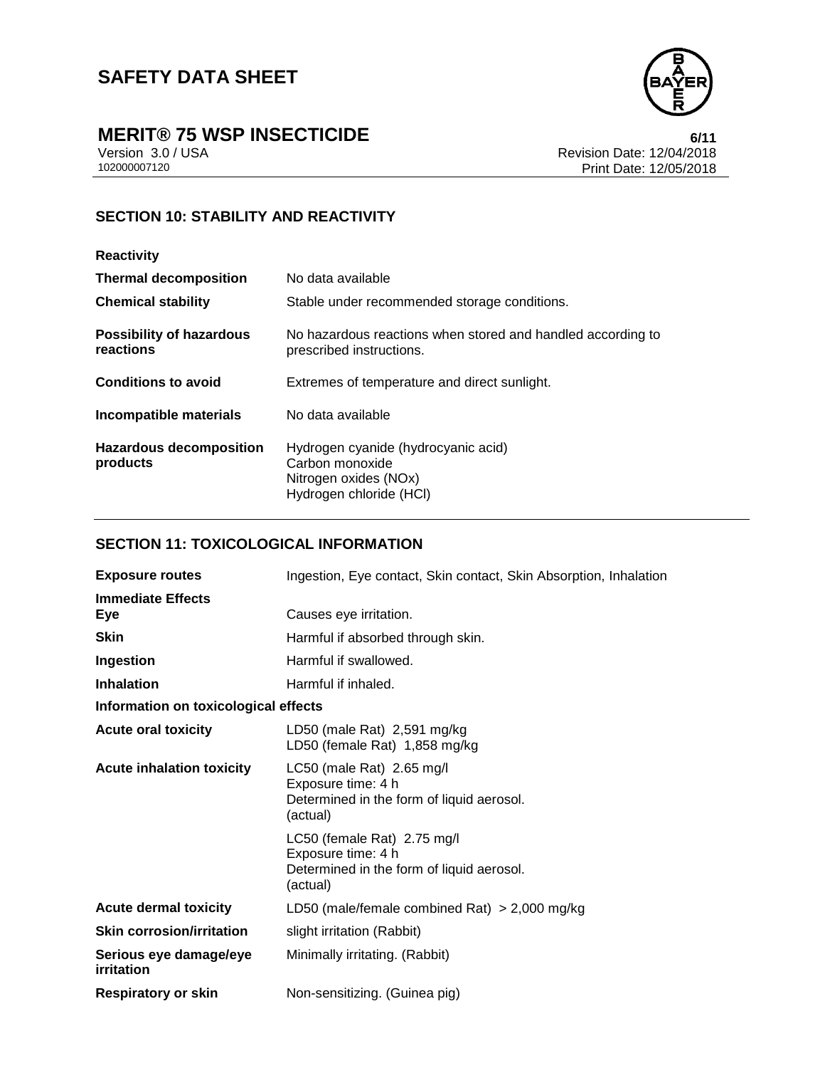## SECTION 10: STABILITY AND REACTIVITY

**Reactivity**

| | |
|---|---|
| **Thermal decomposition** | No data available |
| **Chemical stability** | Stable under recommended storage conditions. |
| **Possibility of hazardous reactions** | No hazardous reactions when stored and handled according to prescribed instructions. |
| **Conditions to avoid** | Extremes of temperature and direct sunlight. |
| **Incompatible materials** | No data available |
| **Hazardous decomposition products** | Hydrogen cyanide (hydrocyanic acid)<br>Carbon monoxide<br>Nitrogen oxides (NOx)<br>Hydrogen chloride (HCl) |

## SECTION 11: TOXICOLOGICAL INFORMATION

| | |
|---|---|
| **Exposure routes** | Ingestion, Eye contact, Skin contact, Skin Absorption, Inhalation |
| **Immediate Effects** | |
| **Eye** | Causes eye irritation. |
| **Skin** | Harmful if absorbed through skin. |
| **Ingestion** | Harmful if swallowed. |
| **Inhalation** | Harmful if inhaled. |

**Information on toxicological effects**

| | |
|---|---|
| **Acute oral toxicity** | LD50 (male Rat) 2,591 mg/kg<br>LD50 (female Rat) 1,858 mg/kg |
| **Acute inhalation toxicity** | LC50 (male Rat) 2.65 mg/l<br>Exposure time: 4 h<br>Determined in the form of liquid aerosol.<br>(actual) |
| | LC50 (female Rat) 2.75 mg/l<br>Exposure time: 4 h<br>Determined in the form of liquid aerosol.<br>(actual) |
| **Acute dermal toxicity** | LD50 (male/female combined Rat) > 2,000 mg/kg |
| **Skin corrosion/irritation** | slight irritation (Rabbit) |
| **Serious eye damage/eye irritation** | Minimally irritating. (Rabbit) |
| **Respiratory or skin** | Non-sensitizing. (Guinea pig) |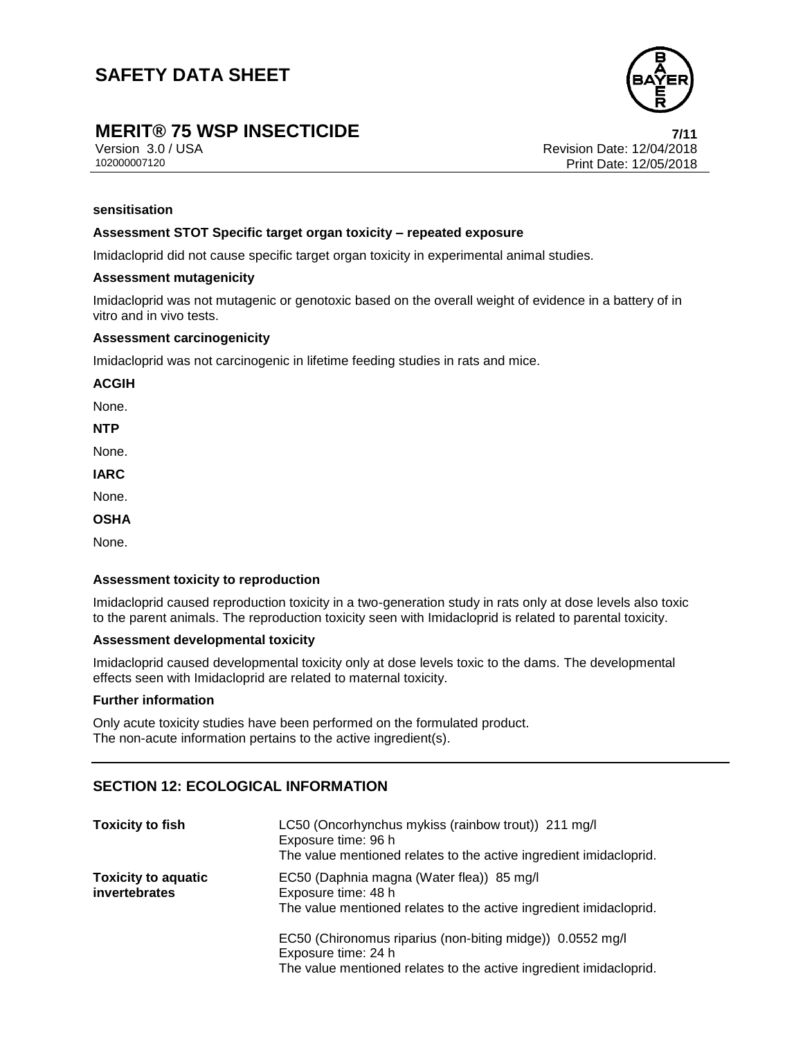**sensitisation**

**Assessment STOT Specific target organ toxicity – repeated exposure**

Imidacloprid did not cause specific target organ toxicity in experimental animal studies.

**Assessment mutagenicity**

Imidacloprid was not mutagenic or genotoxic based on the overall weight of evidence in a battery of in vitro and in vivo tests.

**Assessment carcinogenicity**

Imidacloprid was not carcinogenic in lifetime feeding studies in rats and mice.

**ACGIH**

None.

**NTP**

None.

**IARC**

None.

**OSHA**

None.

**Assessment toxicity to reproduction**

Imidacloprid caused reproduction toxicity in a two-generation study in rats only at dose levels also toxic to the parent animals. The reproduction toxicity seen with Imidacloprid is related to parental toxicity.

**Assessment developmental toxicity**

Imidacloprid caused developmental toxicity only at dose levels toxic to the dams. The developmental effects seen with Imidacloprid are related to maternal toxicity.

**Further information**

Only acute toxicity studies have been performed on the formulated product.
The non-acute information pertains to the active ingredient(s).

## SECTION 12: ECOLOGICAL INFORMATION

| | |
|---|---|
| **Toxicity to fish** | LC50 (Oncorhynchus mykiss (rainbow trout)) 211 mg/l<br>Exposure time: 96 h<br>The value mentioned relates to the active ingredient imidacloprid. |
| **Toxicity to aquatic invertebrates** | EC50 (Daphnia magna (Water flea)) 85 mg/l<br>Exposure time: 48 h<br>The value mentioned relates to the active ingredient imidacloprid.<br><br>EC50 (Chironomus riparius (non-biting midge)) 0.0552 mg/l<br>Exposure time: 24 h<br>The value mentioned relates to the active ingredient imidacloprid. |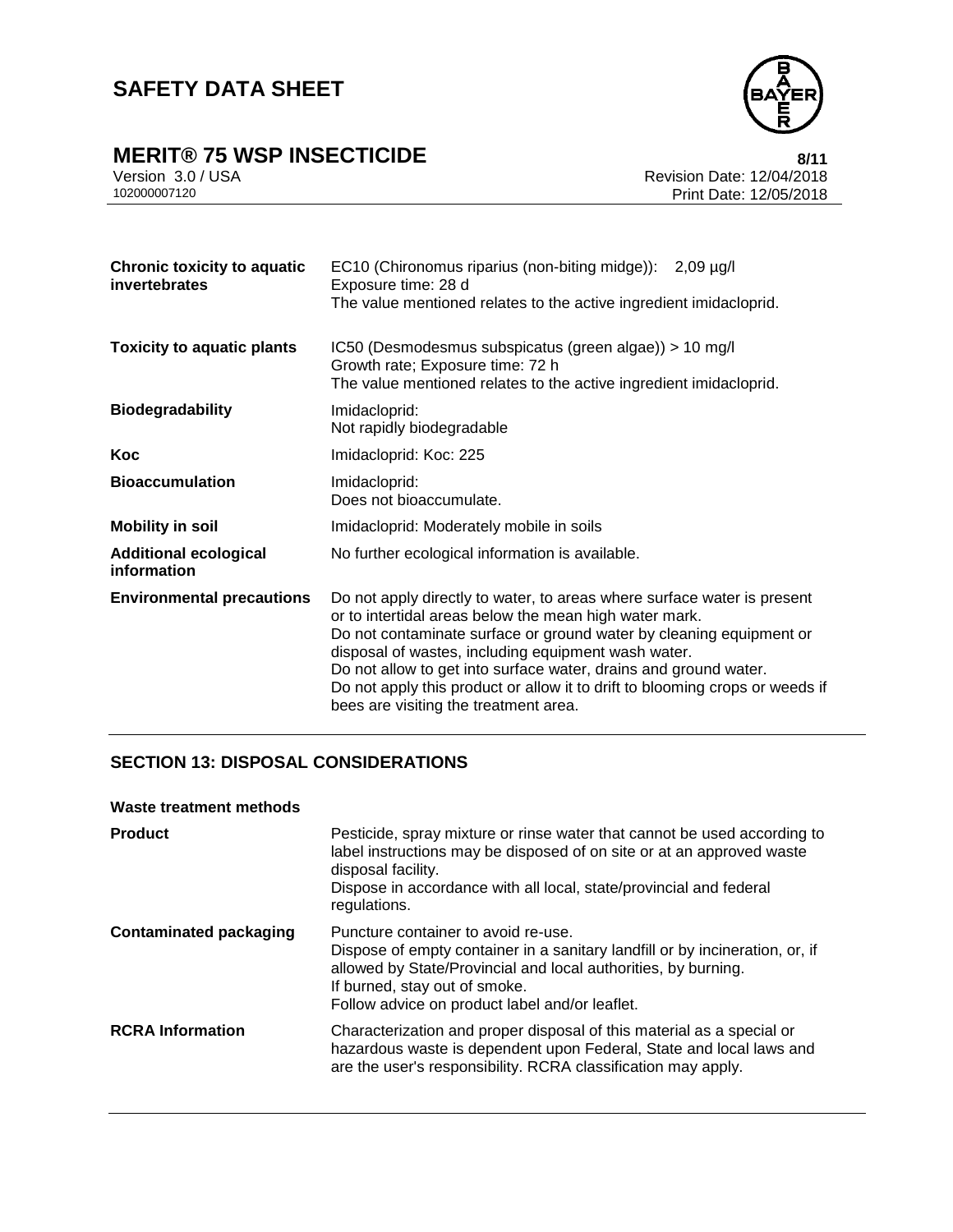| | |
|---|---|
| **Chronic toxicity to aquatic invertebrates** | EC10 (Chironomus riparius (non-biting midge)): 2,09 µg/l<br>Exposure time: 28 d<br>The value mentioned relates to the active ingredient imidacloprid. |
| **Toxicity to aquatic plants** | IC50 (Desmodesmus subspicatus (green algae)) > 10 mg/l<br>Growth rate; Exposure time: 72 h<br>The value mentioned relates to the active ingredient imidacloprid. |
| **Biodegradability** | Imidacloprid:<br>Not rapidly biodegradable |
| **Koc** | Imidacloprid: Koc: 225 |
| **Bioaccumulation** | Imidacloprid:<br>Does not bioaccumulate. |
| **Mobility in soil** | Imidacloprid: Moderately mobile in soils |
| **Additional ecological information** | No further ecological information is available. |
| **Environmental precautions** | Do not apply directly to water, to areas where surface water is present or to intertidal areas below the mean high water mark.<br>Do not contaminate surface or ground water by cleaning equipment or disposal of wastes, including equipment wash water.<br>Do not allow to get into surface water, drains and ground water.<br>Do not apply this product or allow it to drift to blooming crops or weeds if bees are visiting the treatment area. |

## SECTION 13: DISPOSAL CONSIDERATIONS

**Waste treatment methods**

| | |
|---|---|
| **Product** | Pesticide, spray mixture or rinse water that cannot be used according to label instructions may be disposed of on site or at an approved waste disposal facility.<br>Dispose in accordance with all local, state/provincial and federal regulations. |
| **Contaminated packaging** | Puncture container to avoid re-use.<br>Dispose of empty container in a sanitary landfill or by incineration, or, if allowed by State/Provincial and local authorities, by burning.<br>If burned, stay out of smoke.<br>Follow advice on product label and/or leaflet. |
| **RCRA Information** | Characterization and proper disposal of this material as a special or hazardous waste is dependent upon Federal, State and local laws and are the user's responsibility. RCRA classification may apply. |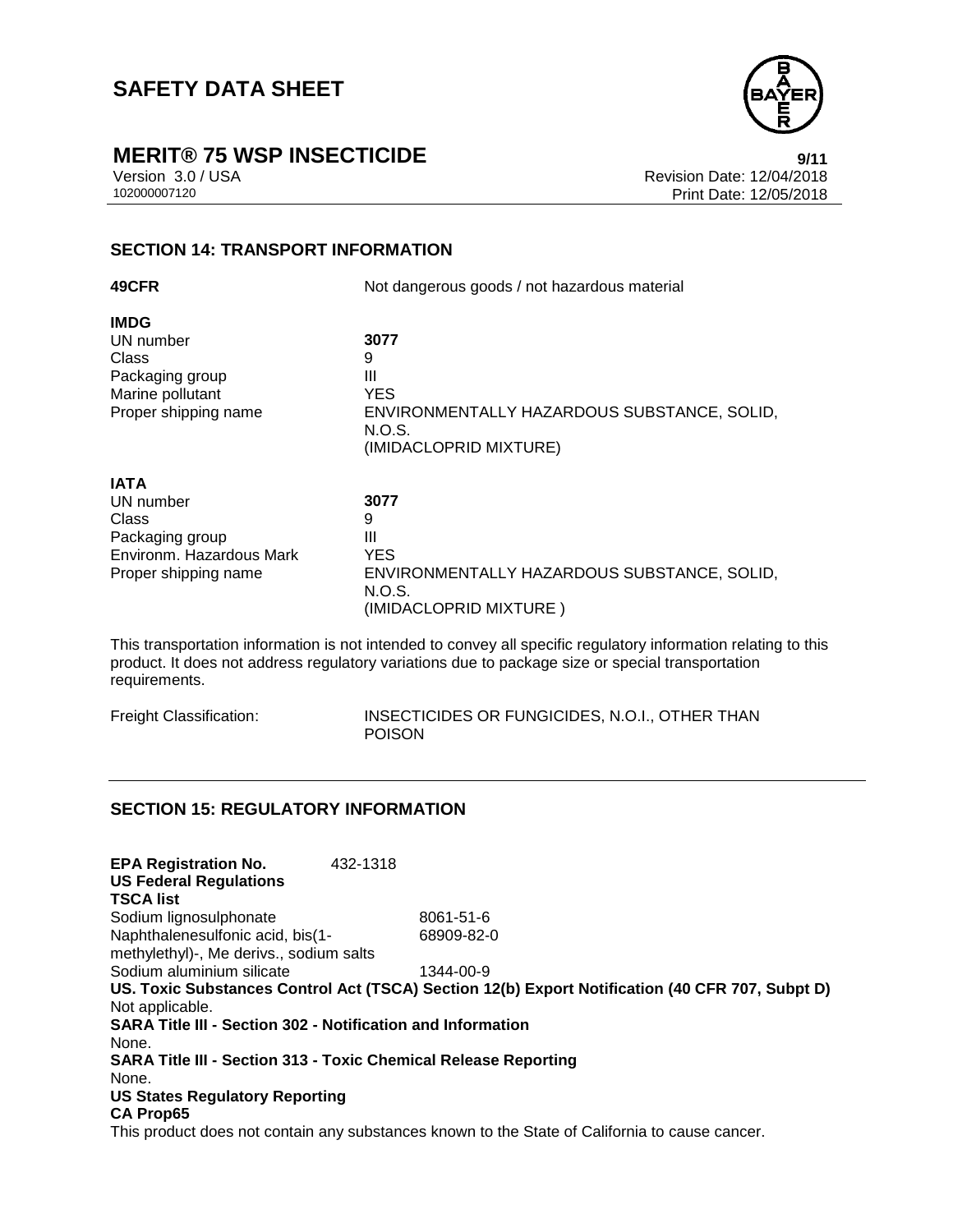## SECTION 14: TRANSPORT INFORMATION

| | |
|---|---|
| **49CFR** | Not dangerous goods / not hazardous material |

**IMDG**

| | |
|---|---|
| UN number | **3077** |
| Class | 9 |
| Packaging group | III |
| Marine pollutant | YES |
| Proper shipping name | ENVIRONMENTALLY HAZARDOUS SUBSTANCE, SOLID, N.O.S. (IMIDACLOPRID MIXTURE) |

**IATA**

| | |
|---|---|
| UN number | **3077** |
| Class | 9 |
| Packaging group | III |
| Environm. Hazardous Mark | YES |
| Proper shipping name | ENVIRONMENTALLY HAZARDOUS SUBSTANCE, SOLID, N.O.S. (IMIDACLOPRID MIXTURE ) |

This transportation information is not intended to convey all specific regulatory information relating to this product. It does not address regulatory variations due to package size or special transportation requirements.

| | |
|---|---|
| Freight Classification: | INSECTICIDES OR FUNGICIDES, N.O.I., OTHER THAN POISON |

## SECTION 15: REGULATORY INFORMATION

**EPA Registration No.** 432-1318

**US Federal Regulations**

**TSCA list**

| | |
|---|---|
| Sodium lignosulphonate | 8061-51-6 |
| Naphthalenesulfonic acid, bis(1-methylethyl)-, Me derivs., sodium salts | 68909-82-0 |
| Sodium aluminium silicate | 1344-00-9 |

**US. Toxic Substances Control Act (TSCA) Section 12(b) Export Notification (40 CFR 707, Subpt D)**

Not applicable.

**SARA Title III - Section 302 - Notification and Information**

None.

**SARA Title III - Section 313 - Toxic Chemical Release Reporting**

None.

**US States Regulatory Reporting**

**CA Prop65**

This product does not contain any substances known to the State of California to cause cancer.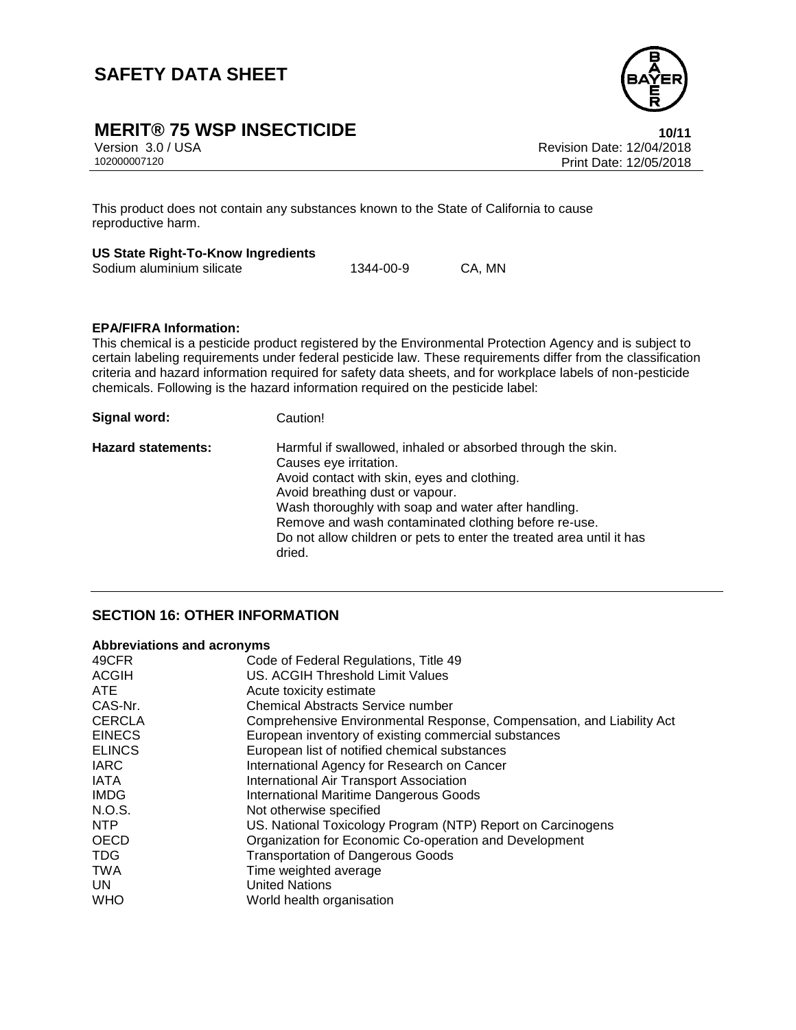This product does not contain any substances known to the State of California to cause reproductive harm.

**US State Right-To-Know Ingredients**

| | | |
|---|---|---|
| Sodium aluminium silicate | 1344-00-9 | CA, MN |

**EPA/FIFRA Information:**

This chemical is a pesticide product registered by the Environmental Protection Agency and is subject to certain labeling requirements under federal pesticide law. These requirements differ from the classification criteria and hazard information required for safety data sheets, and for workplace labels of non-pesticide chemicals. Following is the hazard information required on the pesticide label:

**Signal word:** Caution!

**Hazard statements:** Harmful if swallowed, inhaled or absorbed through the skin.
Causes eye irritation.
Avoid contact with skin, eyes and clothing.
Avoid breathing dust or vapour.
Wash thoroughly with soap and water after handling.
Remove and wash contaminated clothing before re-use.
Do not allow children or pets to enter the treated area until it has dried.

## SECTION 16: OTHER INFORMATION

**Abbreviations and acronyms**

| | |
|---|---|
| 49CFR | Code of Federal Regulations, Title 49 |
| ACGIH | US. ACGIH Threshold Limit Values |
| ATE | Acute toxicity estimate |
| CAS-Nr. | Chemical Abstracts Service number |
| CERCLA | Comprehensive Environmental Response, Compensation, and Liability Act |
| EINECS | European inventory of existing commercial substances |
| ELINCS | European list of notified chemical substances |
| IARC | International Agency for Research on Cancer |
| IATA | International Air Transport Association |
| IMDG | International Maritime Dangerous Goods |
| N.O.S. | Not otherwise specified |
| NTP | US. National Toxicology Program (NTP) Report on Carcinogens |
| OECD | Organization for Economic Co-operation and Development |
| TDG | Transportation of Dangerous Goods |
| TWA | Time weighted average |
| UN | United Nations |
| WHO | World health organisation |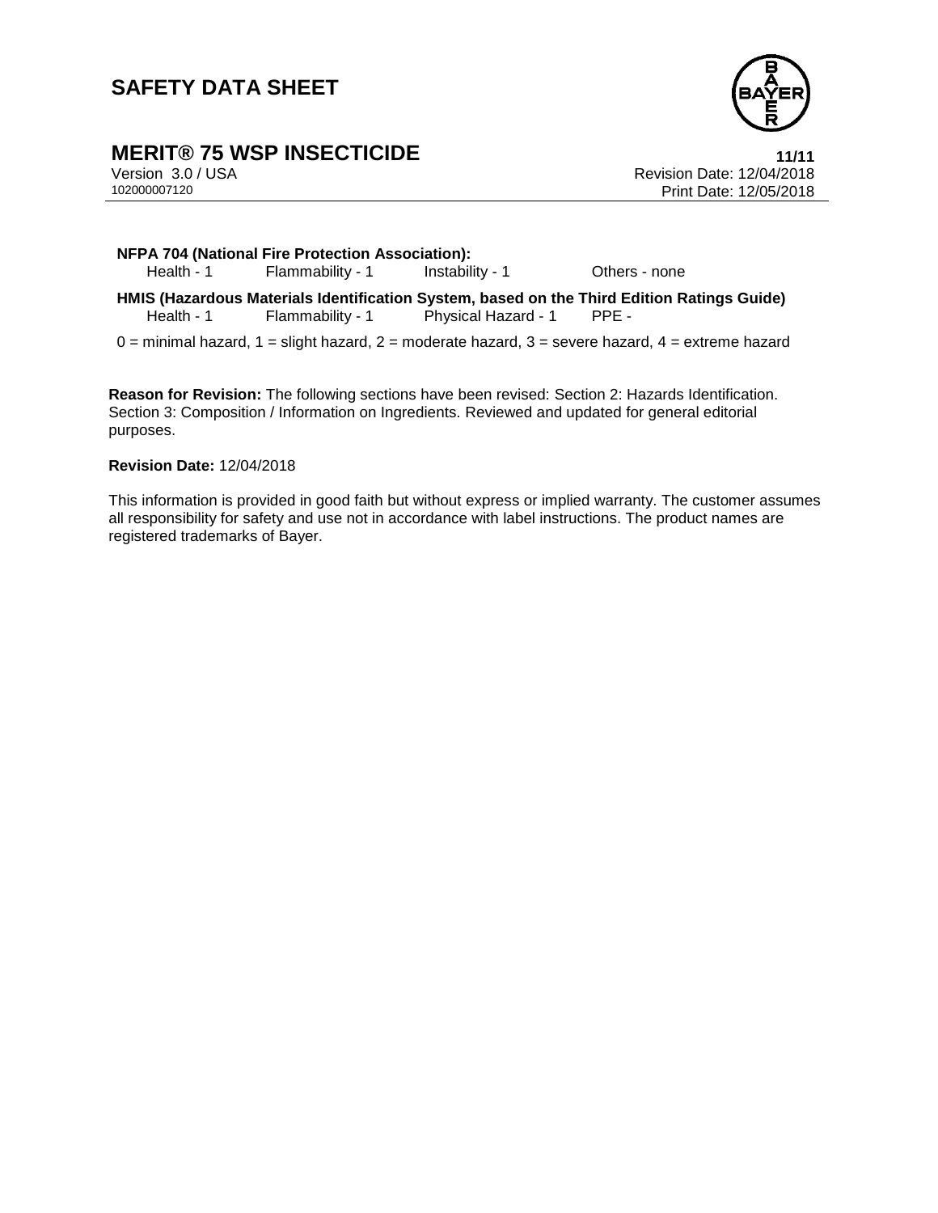**NFPA 704 (National Fire Protection Association):**

Health - 1 Flammability - 1 Instability - 1 Others - none

**HMIS (Hazardous Materials Identification System, based on the Third Edition Ratings Guide)**

Health - 1 Flammability - 1 Physical Hazard - 1 PPE -

0 = minimal hazard, 1 = slight hazard, 2 = moderate hazard, 3 = severe hazard, 4 = extreme hazard

**Reason for Revision:** The following sections have been revised: Section 2: Hazards Identification. Section 3: Composition / Information on Ingredients. Reviewed and updated for general editorial purposes.

**Revision Date:** 12/04/2018

This information is provided in good faith but without express or implied warranty. The customer assumes all responsibility for safety and use not in accordance with label instructions. The product names are registered trademarks of Bayer.